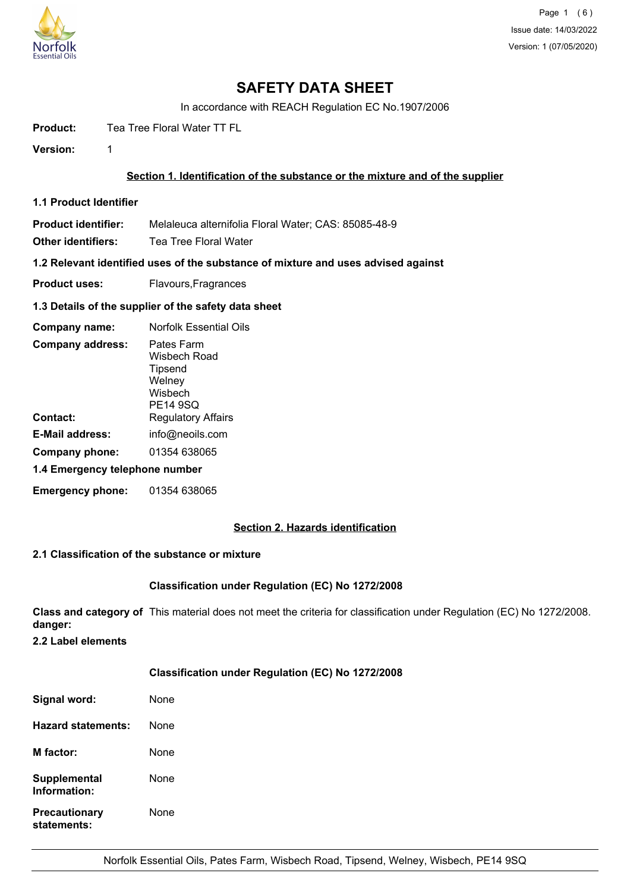# SAFETY DATA SHEET

In accordance with REACH Regulation EC No.1907/2006

**Product:** Tea Tree Floral Water TT FL

**Version:** 1

## Section 1. Identification of the substance or the mixture and of the supplier

### 1.1 Product Identifier

**Product identifier:** Melaleuca alternifolia Floral Water; CAS: 85085-48-9

**Other identifiers:** Tea Tree Floral Water

### 1.2 Relevant identified uses of the substance of mixture and uses advised against

**Product uses:** Flavours,Fragrances

### 1.3 Details of the supplier of the safety data sheet

**Company name:** Norfolk Essential Oils

**Company address:** Pates Farm
Wisbech Road
Tipsend
Welney
Wisbech
PE14 9SQ

**Contact:** Regulatory Affairs

**E-Mail address:** info@neoils.com

**Company phone:** 01354 638065

### 1.4 Emergency telephone number

**Emergency phone:** 01354 638065

## Section 2. Hazards identification

### 2.1 Classification of the substance or mixture

**Classification under Regulation (EC) No 1272/2008**

**Class and category of danger:** This material does not meet the criteria for classification under Regulation (EC) No 1272/2008.

### 2.2 Label elements

**Classification under Regulation (EC) No 1272/2008**

**Signal word:** None

**Hazard statements:** None

**M factor:** None

**Supplemental Information:** None

**Precautionary statements:** None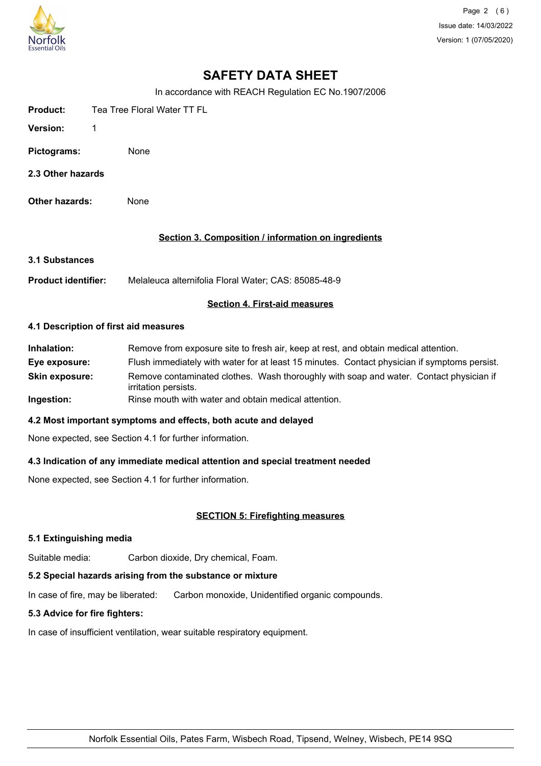# SAFETY DATA SHEET

In accordance with REACH Regulation EC No.1907/2006

**Product:** Tea Tree Floral Water TT FL

**Version:** 1

**Pictograms:** None

**2.3 Other hazards**

**Other hazards:** None

## Section 3. Composition / information on ingredients

**3.1 Substances**

**Product identifier:** Melaleuca alternifolia Floral Water; CAS: 85085-48-9

## Section 4. First-aid measures

**4.1 Description of first aid measures**

**Inhalation:** Remove from exposure site to fresh air, keep at rest, and obtain medical attention.

**Eye exposure:** Flush immediately with water for at least 15 minutes. Contact physician if symptoms persist.

**Skin exposure:** Remove contaminated clothes. Wash thoroughly with soap and water. Contact physician if irritation persists.

**Ingestion:** Rinse mouth with water and obtain medical attention.

**4.2 Most important symptoms and effects, both acute and delayed**

None expected, see Section 4.1 for further information.

**4.3 Indication of any immediate medical attention and special treatment needed**

None expected, see Section 4.1 for further information.

## SECTION 5: Firefighting measures

**5.1 Extinguishing media**

Suitable media: Carbon dioxide, Dry chemical, Foam.

**5.2 Special hazards arising from the substance or mixture**

In case of fire, may be liberated: Carbon monoxide, Unidentified organic compounds.

**5.3 Advice for fire fighters:**

In case of insufficient ventilation, wear suitable respiratory equipment.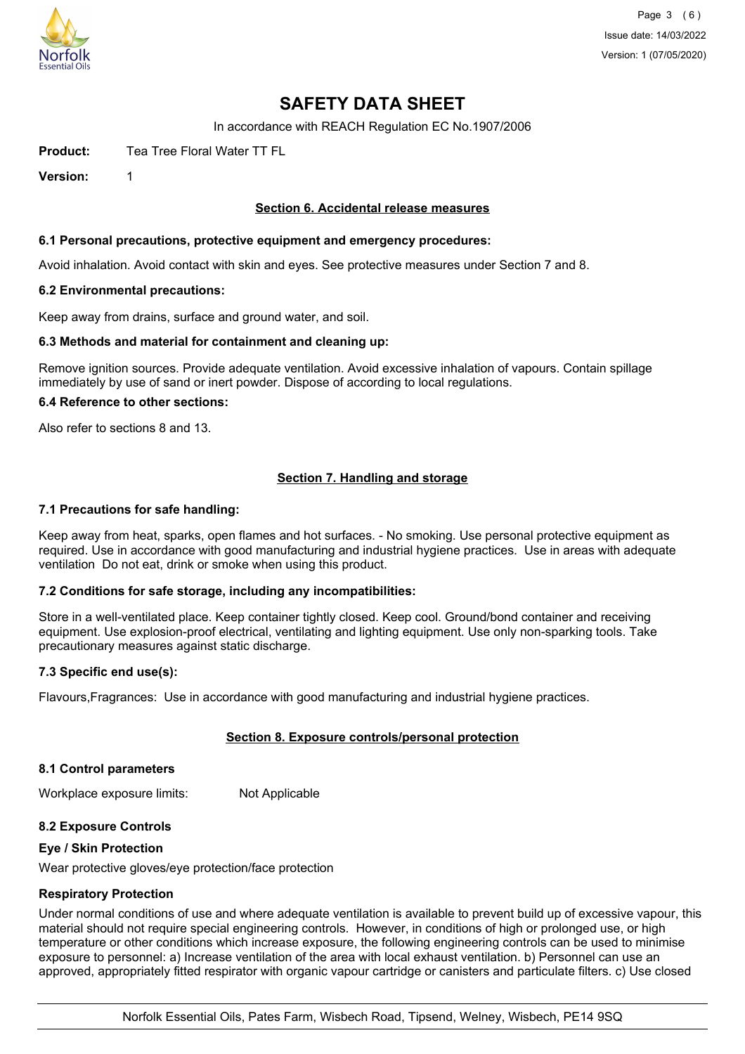# SAFETY DATA SHEET

In accordance with REACH Regulation EC No.1907/2006

**Product:** Tea Tree Floral Water TT FL

**Version:** 1

## Section 6. Accidental release measures

### 6.1 Personal precautions, protective equipment and emergency procedures:

Avoid inhalation. Avoid contact with skin and eyes. See protective measures under Section 7 and 8.

### 6.2 Environmental precautions:

Keep away from drains, surface and ground water, and soil.

### 6.3 Methods and material for containment and cleaning up:

Remove ignition sources. Provide adequate ventilation. Avoid excessive inhalation of vapours. Contain spillage immediately by use of sand or inert powder. Dispose of according to local regulations.

### 6.4 Reference to other sections:

Also refer to sections 8 and 13.

## Section 7. Handling and storage

### 7.1 Precautions for safe handling:

Keep away from heat, sparks, open flames and hot surfaces. - No smoking. Use personal protective equipment as required. Use in accordance with good manufacturing and industrial hygiene practices. Use in areas with adequate ventilation Do not eat, drink or smoke when using this product.

### 7.2 Conditions for safe storage, including any incompatibilities:

Store in a well-ventilated place. Keep container tightly closed. Keep cool. Ground/bond container and receiving equipment. Use explosion-proof electrical, ventilating and lighting equipment. Use only non-sparking tools. Take precautionary measures against static discharge.

### 7.3 Specific end use(s):

Flavours,Fragrances: Use in accordance with good manufacturing and industrial hygiene practices.

## Section 8. Exposure controls/personal protection

### 8.1 Control parameters

Workplace exposure limits: Not Applicable

### 8.2 Exposure Controls

**Eye / Skin Protection**

Wear protective gloves/eye protection/face protection

**Respiratory Protection**

Under normal conditions of use and where adequate ventilation is available to prevent build up of excessive vapour, this material should not require special engineering controls. However, in conditions of high or prolonged use, or high temperature or other conditions which increase exposure, the following engineering controls can be used to minimise exposure to personnel: a) Increase ventilation of the area with local exhaust ventilation. b) Personnel can use an approved, appropriately fitted respirator with organic vapour cartridge or canisters and particulate filters. c) Use closed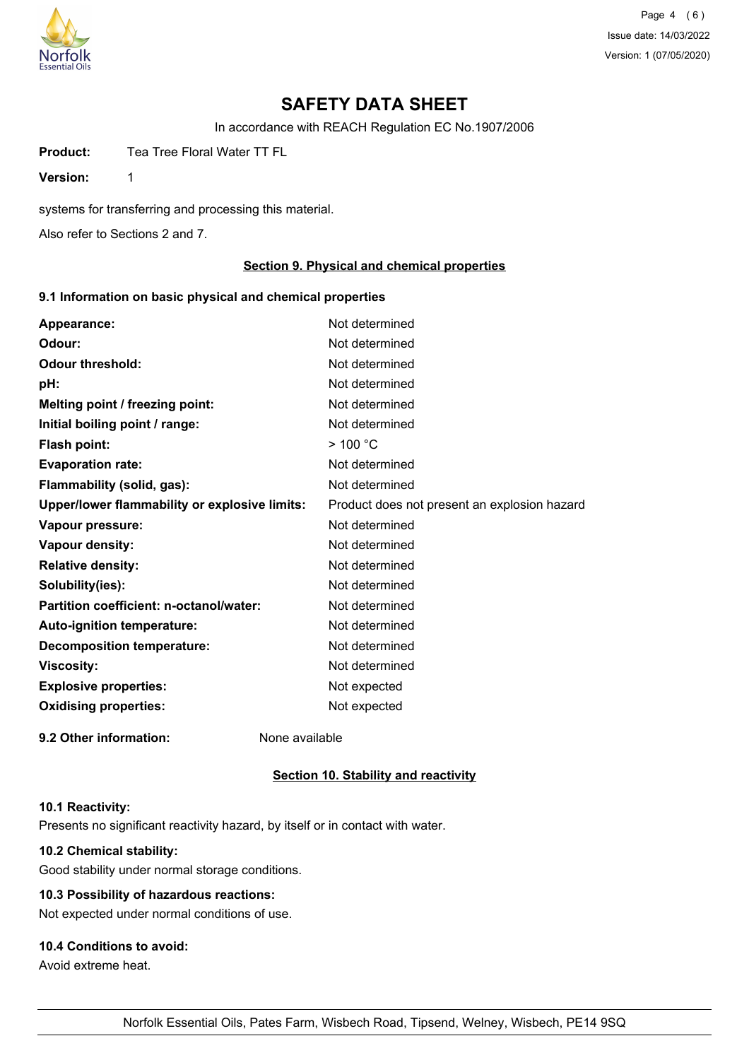# SAFETY DATA SHEET

In accordance with REACH Regulation EC No.1907/2006

**Product:** Tea Tree Floral Water TT FL

**Version:** 1

systems for transferring and processing this material.

Also refer to Sections 2 and 7.

## Section 9. Physical and chemical properties

### 9.1 Information on basic physical and chemical properties

| | |
|---|---|
| **Appearance:** | Not determined |
| **Odour:** | Not determined |
| **Odour threshold:** | Not determined |
| **pH:** | Not determined |
| **Melting point / freezing point:** | Not determined |
| **Initial boiling point / range:** | Not determined |
| **Flash point:** | > 100 °C |
| **Evaporation rate:** | Not determined |
| **Flammability (solid, gas):** | Not determined |
| **Upper/lower flammability or explosive limits:** | Product does not present an explosion hazard |
| **Vapour pressure:** | Not determined |
| **Vapour density:** | Not determined |
| **Relative density:** | Not determined |
| **Solubility(ies):** | Not determined |
| **Partition coefficient: n-octanol/water:** | Not determined |
| **Auto-ignition temperature:** | Not determined |
| **Decomposition temperature:** | Not determined |
| **Viscosity:** | Not determined |
| **Explosive properties:** | Not expected |
| **Oxidising properties:** | Not expected |

**9.2 Other information:** None available

## Section 10. Stability and reactivity

**10.1 Reactivity:**

Presents no significant reactivity hazard, by itself or in contact with water.

**10.2 Chemical stability:**

Good stability under normal storage conditions.

**10.3 Possibility of hazardous reactions:**

Not expected under normal conditions of use.

**10.4 Conditions to avoid:**

Avoid extreme heat.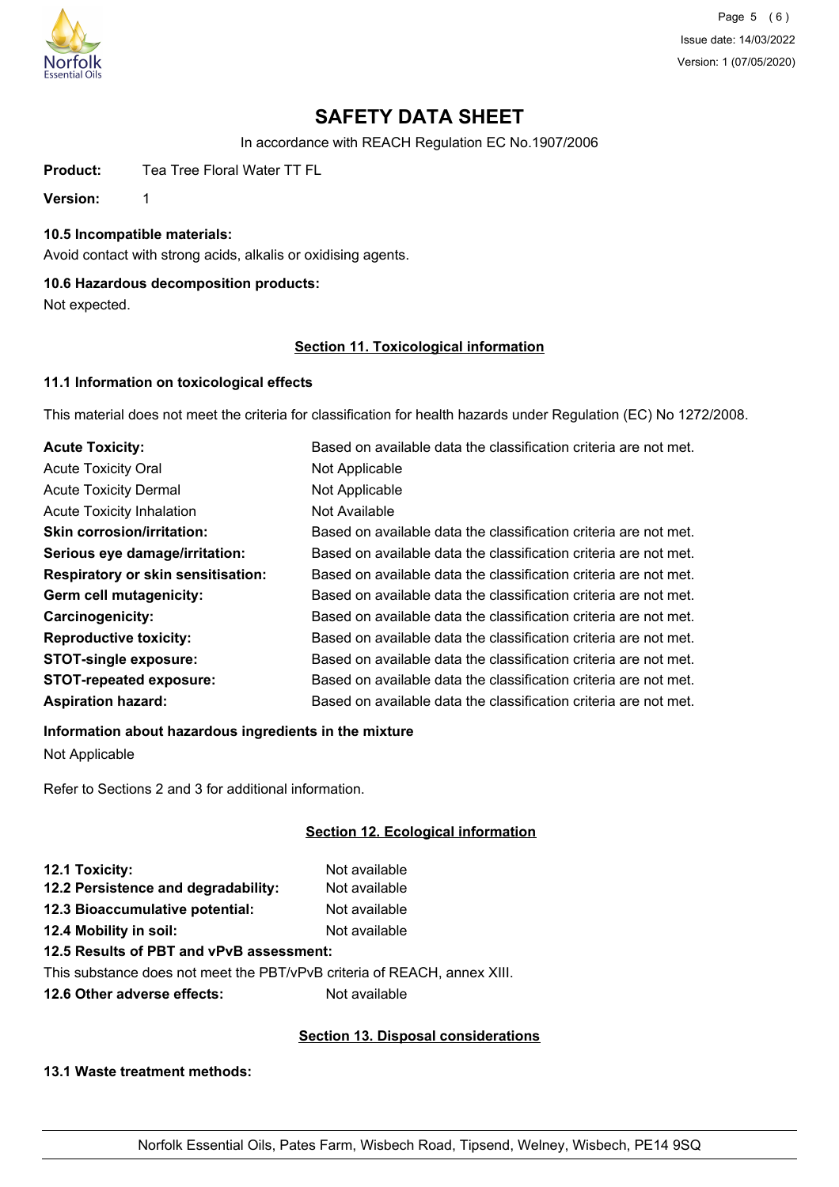# SAFETY DATA SHEET

In accordance with REACH Regulation EC No.1907/2006

**Product:** Tea Tree Floral Water TT FL

**Version:** 1

**10.5 Incompatible materials:**

Avoid contact with strong acids, alkalis or oxidising agents.

**10.6 Hazardous decomposition products:**

Not expected.

## Section 11. Toxicological information

### 11.1 Information on toxicological effects

This material does not meet the criteria for classification for health hazards under Regulation (EC) No 1272/2008.

| | |
|---|---|
| **Acute Toxicity:** | Based on available data the classification criteria are not met. |
| Acute Toxicity Oral | Not Applicable |
| Acute Toxicity Dermal | Not Applicable |
| Acute Toxicity Inhalation | Not Available |
| **Skin corrosion/irritation:** | Based on available data the classification criteria are not met. |
| **Serious eye damage/irritation:** | Based on available data the classification criteria are not met. |
| **Respiratory or skin sensitisation:** | Based on available data the classification criteria are not met. |
| **Germ cell mutagenicity:** | Based on available data the classification criteria are not met. |
| **Carcinogenicity:** | Based on available data the classification criteria are not met. |
| **Reproductive toxicity:** | Based on available data the classification criteria are not met. |
| **STOT-single exposure:** | Based on available data the classification criteria are not met. |
| **STOT-repeated exposure:** | Based on available data the classification criteria are not met. |
| **Aspiration hazard:** | Based on available data the classification criteria are not met. |

**Information about hazardous ingredients in the mixture**

Not Applicable

Refer to Sections 2 and 3 for additional information.

## Section 12. Ecological information

| | |
|---|---|
| **12.1 Toxicity:** | Not available |
| **12.2 Persistence and degradability:** | Not available |
| **12.3 Bioaccumulative potential:** | Not available |
| **12.4 Mobility in soil:** | Not available |

**12.5 Results of PBT and vPvB assessment:**

This substance does not meet the PBT/vPvB criteria of REACH, annex XIII.

**12.6 Other adverse effects:** Not available

## Section 13. Disposal considerations

**13.1 Waste treatment methods:**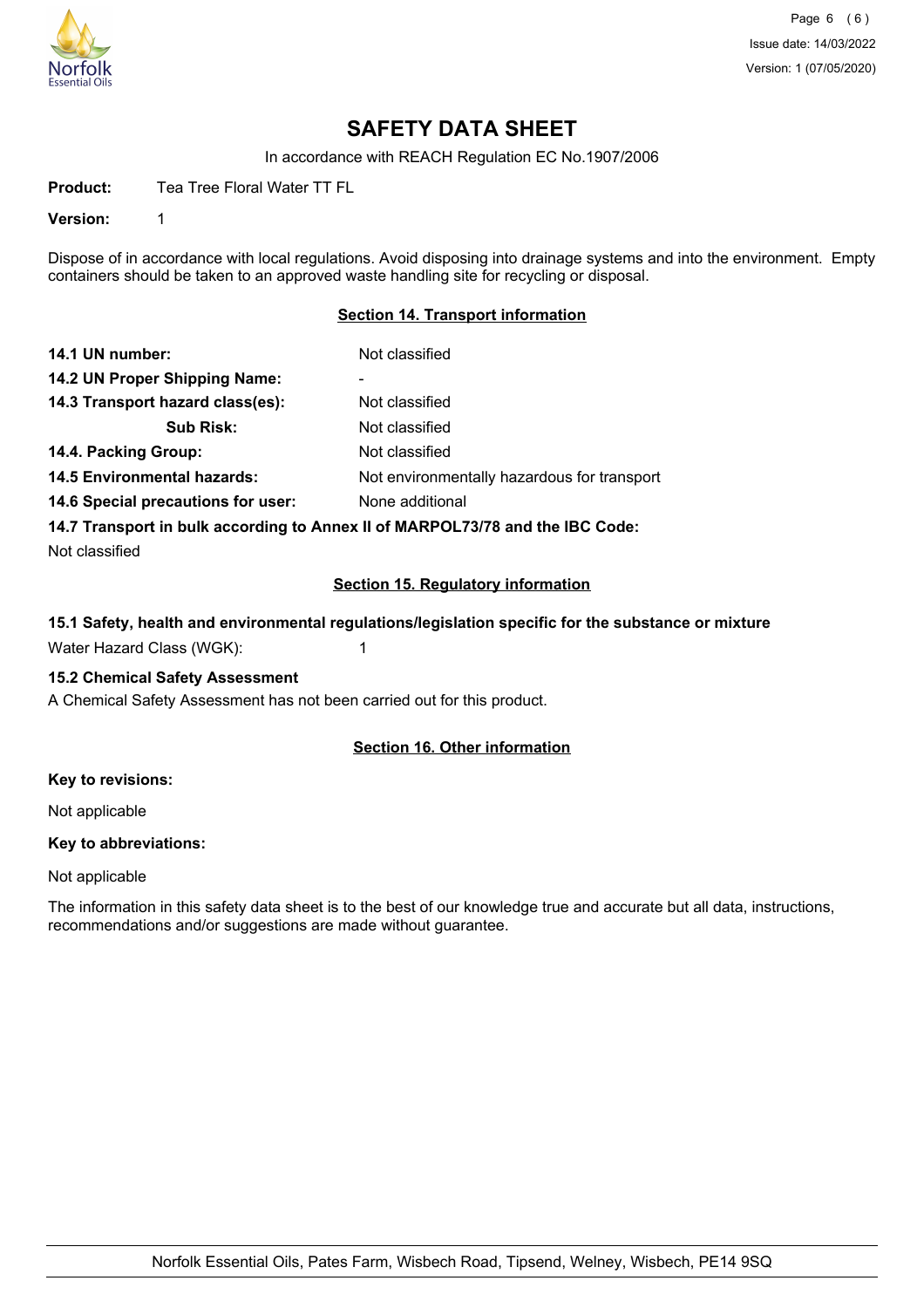# SAFETY DATA SHEET

In accordance with REACH Regulation EC No.1907/2006

**Product:** Tea Tree Floral Water TT FL

**Version:** 1

Dispose of in accordance with local regulations. Avoid disposing into drainage systems and into the environment. Empty containers should be taken to an approved waste handling site for recycling or disposal.

## Section 14. Transport information

| | |
|---|---|
| **14.1 UN number:** | Not classified |
| **14.2 UN Proper Shipping Name:** | - |
| **14.3 Transport hazard class(es):** | Not classified |
| **Sub Risk:** | Not classified |
| **14.4. Packing Group:** | Not classified |
| **14.5 Environmental hazards:** | Not environmentally hazardous for transport |
| **14.6 Special precautions for user:** | None additional |

**14.7 Transport in bulk according to Annex II of MARPOL73/78 and the IBC Code:**

Not classified

## Section 15. Regulatory information

**15.1 Safety, health and environmental regulations/legislation specific for the substance or mixture**

Water Hazard Class (WGK): 1

**15.2 Chemical Safety Assessment**

A Chemical Safety Assessment has not been carried out for this product.

## Section 16. Other information

**Key to revisions:**

Not applicable

**Key to abbreviations:**

Not applicable

The information in this safety data sheet is to the best of our knowledge true and accurate but all data, instructions, recommendations and/or suggestions are made without guarantee.